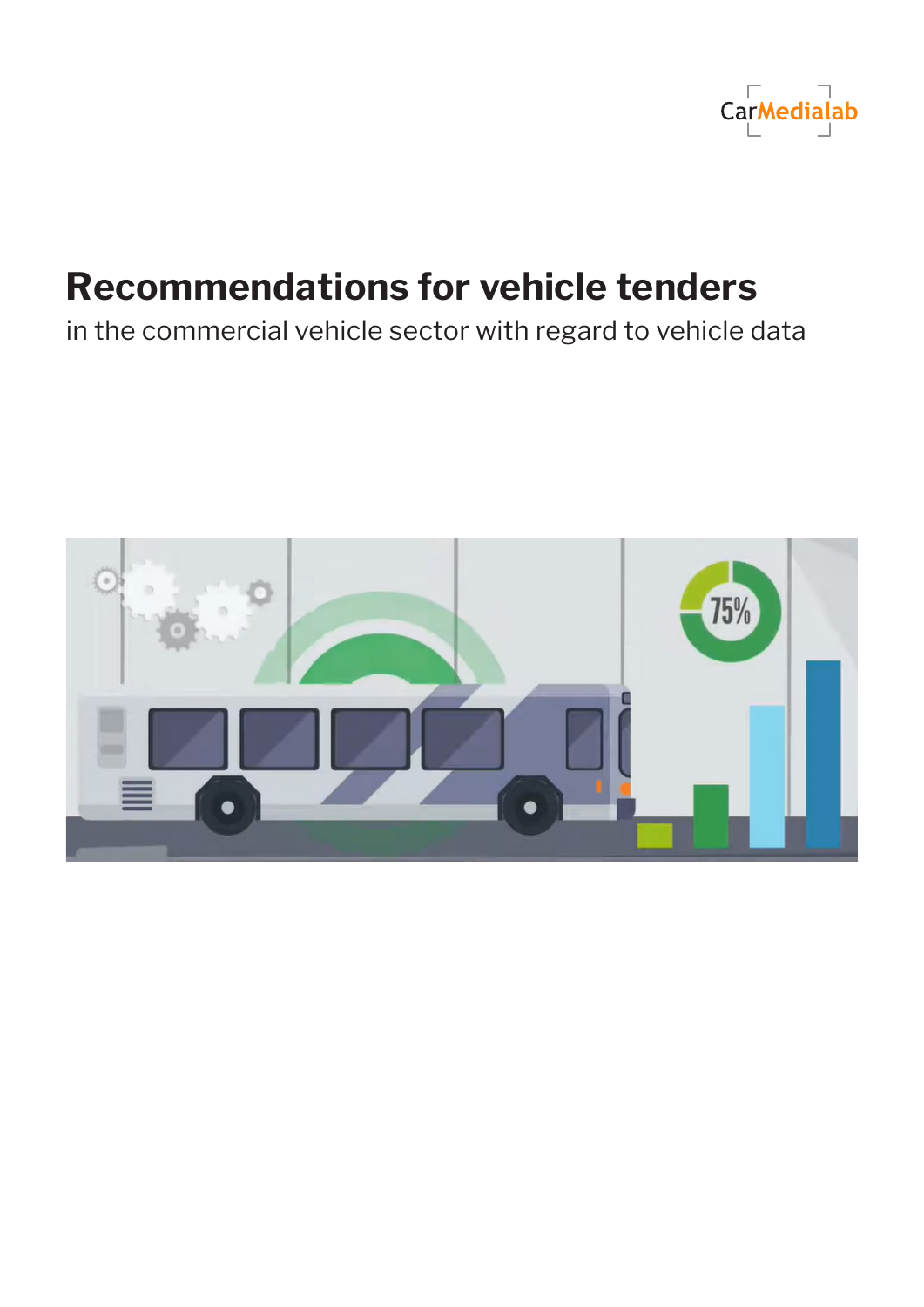CarMedialab

# Recommendations for vehicle tenders

in the commercial vehicle sector with regard to vehicle data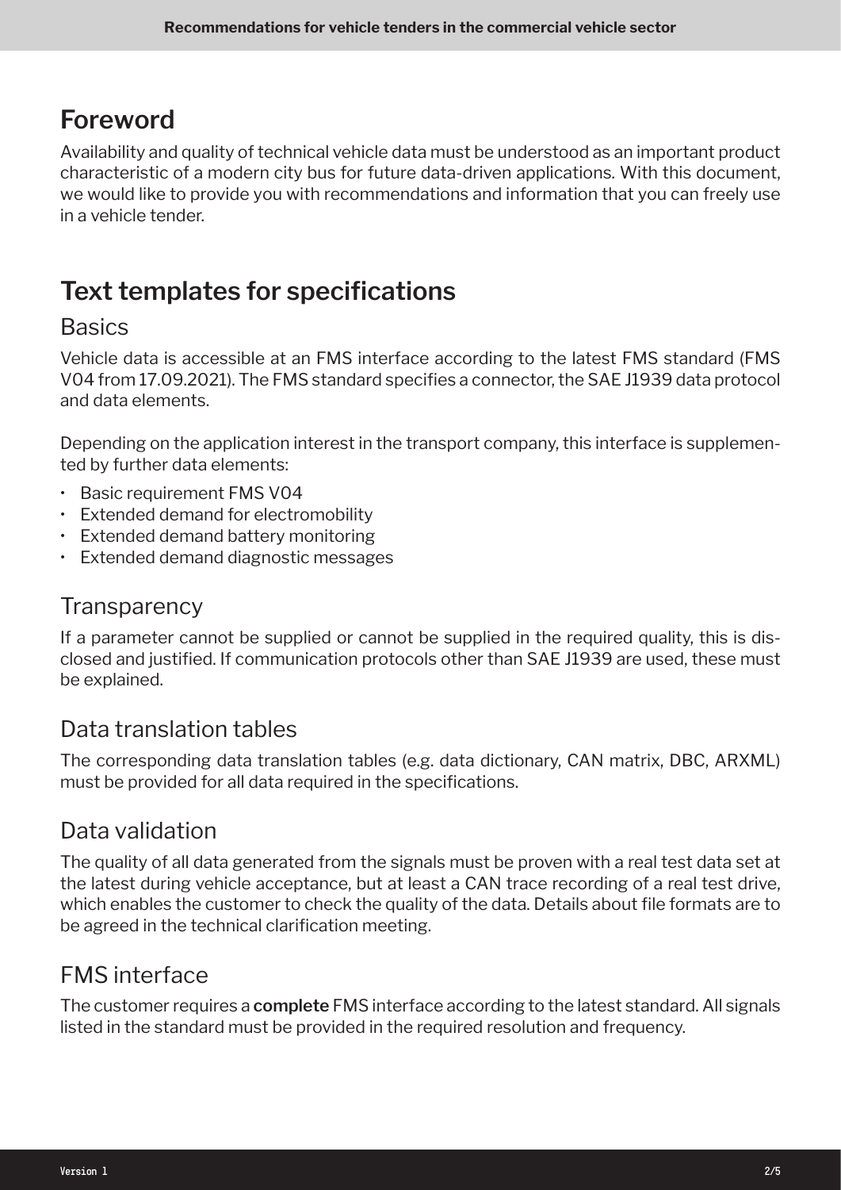# Foreword

Availability and quality of technical vehicle data must be understood as an important product characteristic of a modern city bus for future data-driven applications. With this document, we would like to provide you with recommendations and information that you can freely use in a vehicle tender.

# Text templates for specifications

## Basics

Vehicle data is accessible at an FMS interface according to the latest FMS standard (FMS V04 from 17.09.2021). The FMS standard specifies a connector, the SAE J1939 data protocol and data elements.

Depending on the application interest in the transport company, this interface is supplemented by further data elements:

- Basic requirement FMS V04
- Extended demand for electromobility
- Extended demand battery monitoring
- Extended demand diagnostic messages

## Transparency

If a parameter cannot be supplied or cannot be supplied in the required quality, this is disclosed and justified. If communication protocols other than SAE J1939 are used, these must be explained.

## Data translation tables

The corresponding data translation tables (e.g. data dictionary, CAN matrix, DBC, ARXML) must be provided for all data required in the specifications.

## Data validation

The quality of all data generated from the signals must be proven with a real test data set at the latest during vehicle acceptance, but at least a CAN trace recording of a real test drive, which enables the customer to check the quality of the data. Details about file formats are to be agreed in the technical clarification meeting.

## FMS interface

The customer requires a **complete** FMS interface according to the latest standard. All signals listed in the standard must be provided in the required resolution and frequency.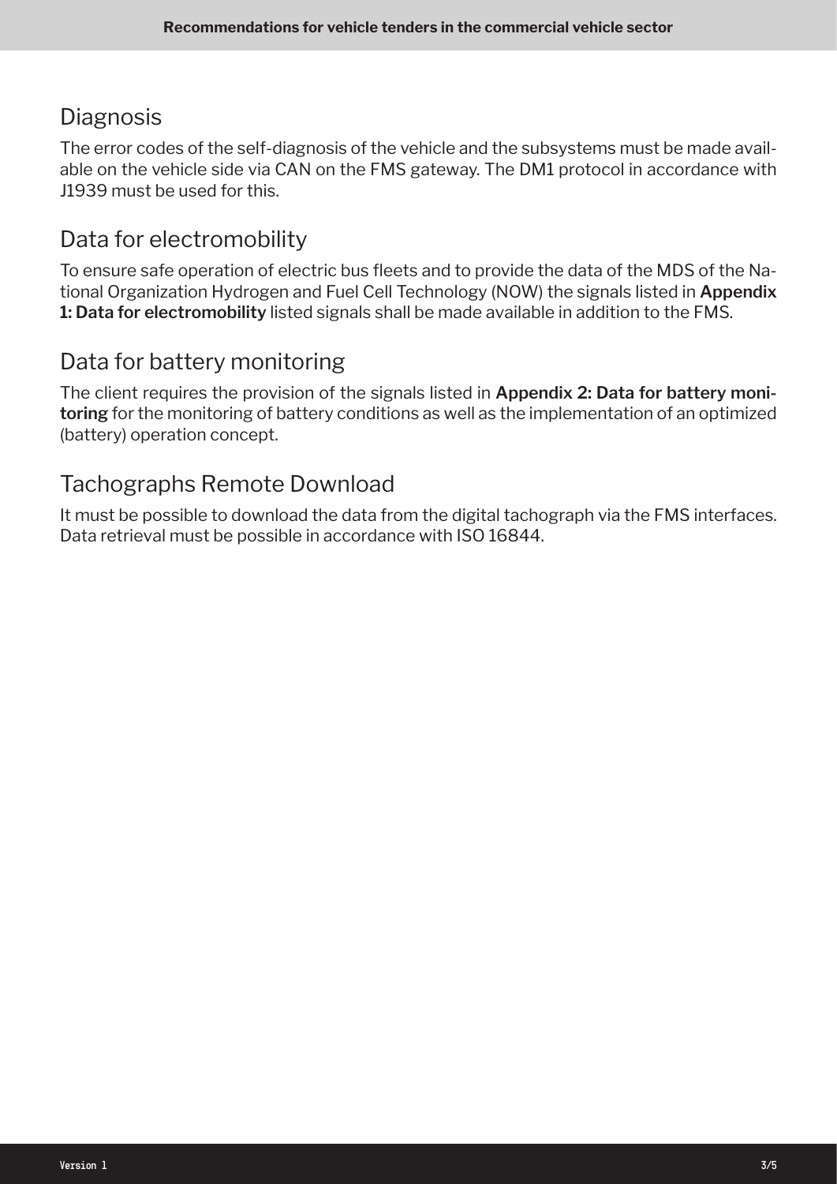## Diagnosis

The error codes of the self-diagnosis of the vehicle and the subsystems must be made available on the vehicle side via CAN on the FMS gateway. The DM1 protocol in accordance with J1939 must be used for this.

## Data for electromobility

To ensure safe operation of electric bus fleets and to provide the data of the MDS of the National Organization Hydrogen and Fuel Cell Technology (NOW) the signals listed in **Appendix 1: Data for electromobility** listed signals shall be made available in addition to the FMS.

## Data for battery monitoring

The client requires the provision of the signals listed in **Appendix 2: Data for battery monitoring** for the monitoring of battery conditions as well as the implementation of an optimized (battery) operation concept.

## Tachographs Remote Download

It must be possible to download the data from the digital tachograph via the FMS interfaces. Data retrieval must be possible in accordance with ISO 16844.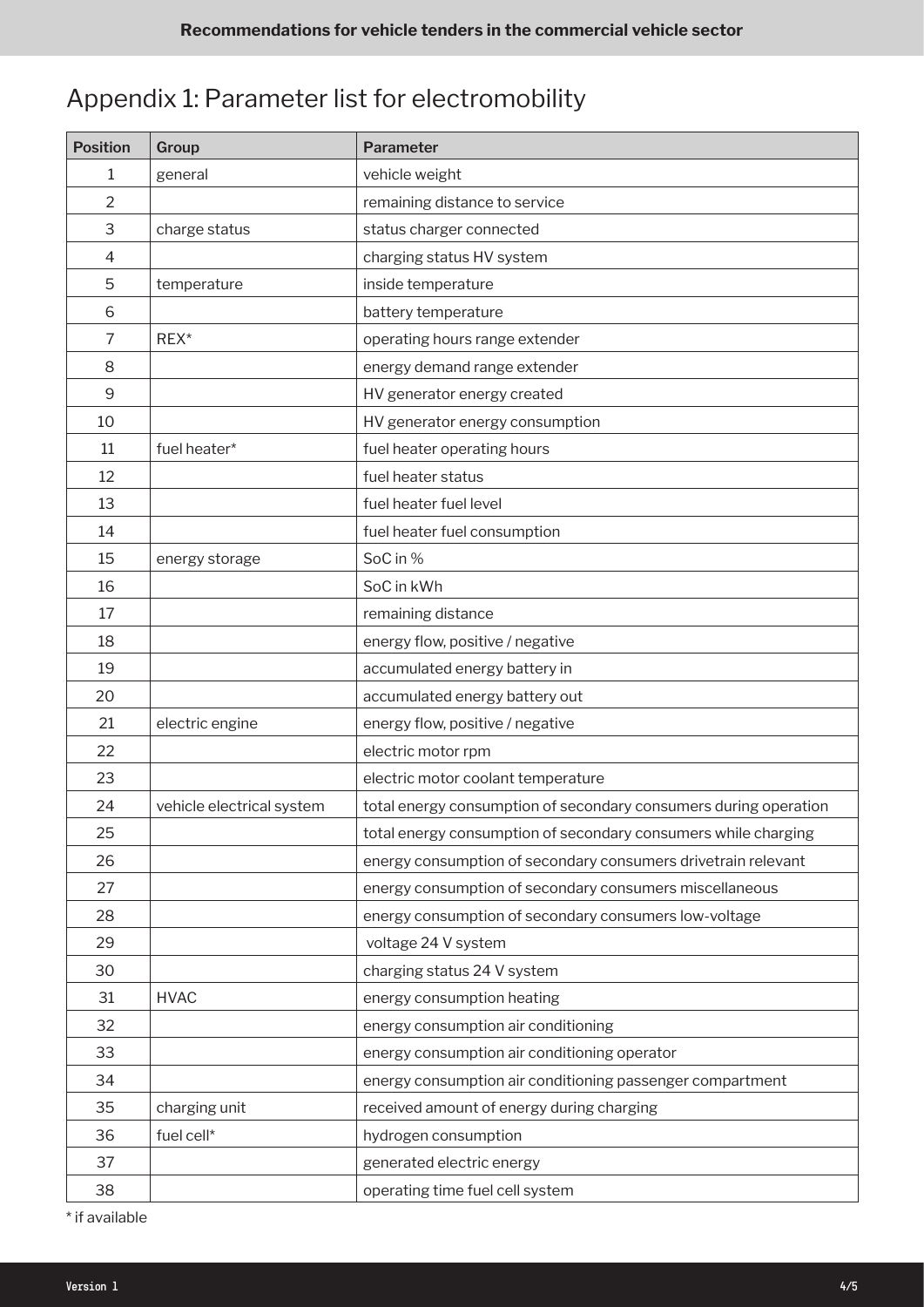# Appendix 1: Parameter list for electromobility

| Position | Group | Parameter |
|---|---|---|
| 1 | general | vehicle weight |
| 2 | | remaining distance to service |
| 3 | charge status | status charger connected |
| 4 | | charging status HV system |
| 5 | temperature | inside temperature |
| 6 | | battery temperature |
| 7 | REX* | operating hours range extender |
| 8 | | energy demand range extender |
| 9 | | HV generator energy created |
| 10 | | HV generator energy consumption |
| 11 | fuel heater* | fuel heater operating hours |
| 12 | | fuel heater status |
| 13 | | fuel heater fuel level |
| 14 | | fuel heater fuel consumption |
| 15 | energy storage | SoC in % |
| 16 | | SoC in kWh |
| 17 | | remaining distance |
| 18 | | energy flow, positive / negative |
| 19 | | accumulated energy battery in |
| 20 | | accumulated energy battery out |
| 21 | electric engine | energy flow, positive / negative |
| 22 | | electric motor rpm |
| 23 | | electric motor coolant temperature |
| 24 | vehicle electrical system | total energy consumption of secondary consumers during operation |
| 25 | | total energy consumption of secondary consumers while charging |
| 26 | | energy consumption of secondary consumers drivetrain relevant |
| 27 | | energy consumption of secondary consumers miscellaneous |
| 28 | | energy consumption of secondary consumers low-voltage |
| 29 | | voltage 24 V system |
| 30 | | charging status 24 V system |
| 31 | HVAC | energy consumption heating |
| 32 | | energy consumption air conditioning |
| 33 | | energy consumption air conditioning operator |
| 34 | | energy consumption air conditioning passenger compartment |
| 35 | charging unit | received amount of energy during charging |
| 36 | fuel cell* | hydrogen consumption |
| 37 | | generated electric energy |
| 38 | | operating time fuel cell system |

* if available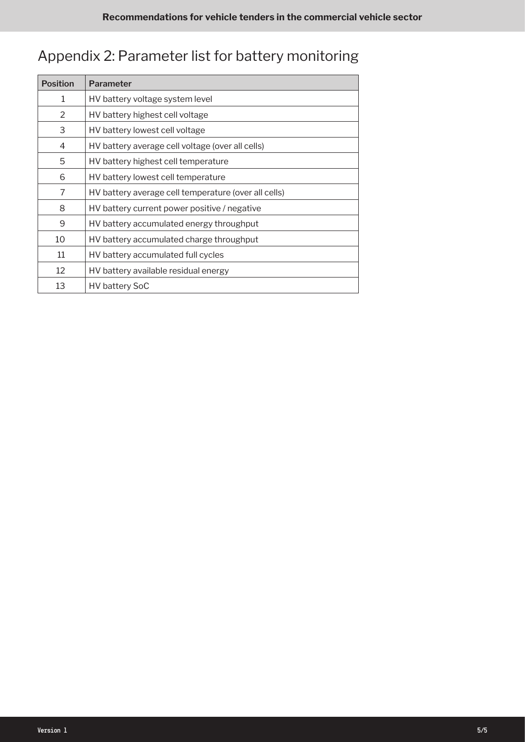# Appendix 2: Parameter list for battery monitoring

| Position | Parameter |
|---|---|
| 1 | HV battery voltage system level |
| 2 | HV battery highest cell voltage |
| 3 | HV battery lowest cell voltage |
| 4 | HV battery average cell voltage (over all cells) |
| 5 | HV battery highest cell temperature |
| 6 | HV battery lowest cell temperature |
| 7 | HV battery average cell temperature (over all cells) |
| 8 | HV battery current power positive / negative |
| 9 | HV battery accumulated energy throughput |
| 10 | HV battery accumulated charge throughput |
| 11 | HV battery accumulated full cycles |
| 12 | HV battery available residual energy |
| 13 | HV battery SoC |